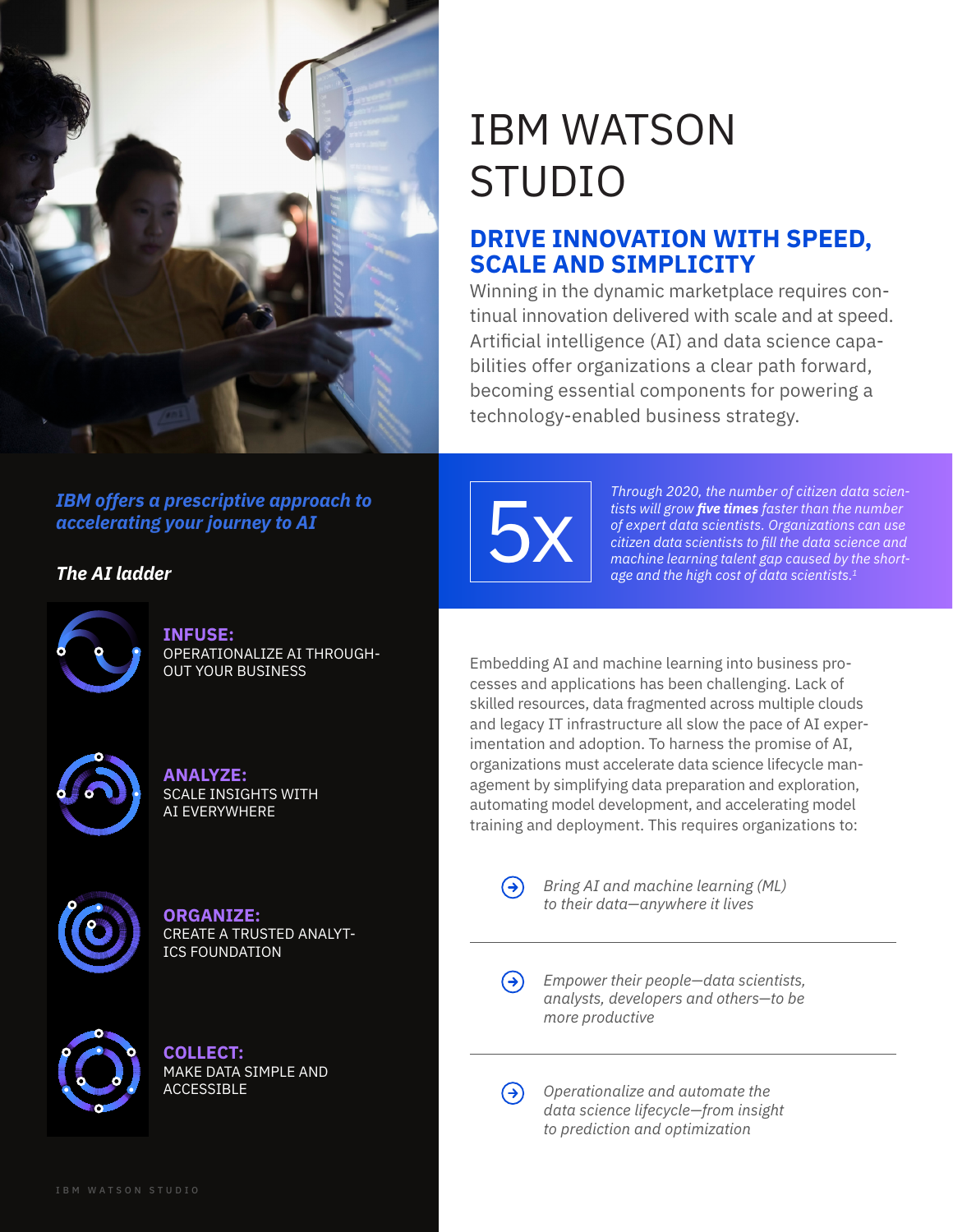# IBM WATSON STUDIO

## DRIVE INNOVATION WITH SPEED, SCALE AND SIMPLICITY

Winning in the dynamic marketplace requires continual innovation delivered with scale and at speed. Artificial intelligence (AI) and data science capabilities offer organizations a clear path forward, becoming essential components for powering a technology-enabled business strategy.

**5x**

*Through 2020, the number of citizen data scientists will grow **five times** faster than the number of expert data scientists. Organizations can use citizen data scientists to fill the data science and machine learning talent gap caused by the shortage and the high cost of data scientists.*[1]

Embedding AI and machine learning into business processes and applications has been challenging. Lack of skilled resources, data fragmented across multiple clouds and legacy IT infrastructure all slow the pace of AI experimentation and adoption. To harness the promise of AI, organizations must accelerate data science lifecycle management by simplifying data preparation and exploration, automating model development, and accelerating model training and deployment. This requires organizations to:

- *Bring AI and machine learning (ML) to their data—anywhere it lives*
- *Empower their people—data scientists, analysts, developers and others—to be more productive*
- *Operationalize and automate the data science lifecycle—from insight to prediction and optimization*

***IBM offers a prescriptive approach to accelerating your journey to AI***

***The AI ladder***

**INFUSE:**
OPERATIONALIZE AI THROUGHOUT YOUR BUSINESS

**ANALYZE:**
SCALE INSIGHTS WITH AI EVERYWHERE

**ORGANIZE:**
CREATE A TRUSTED ANALYTICS FOUNDATION

**COLLECT:**
MAKE DATA SIMPLE AND ACCESSIBLE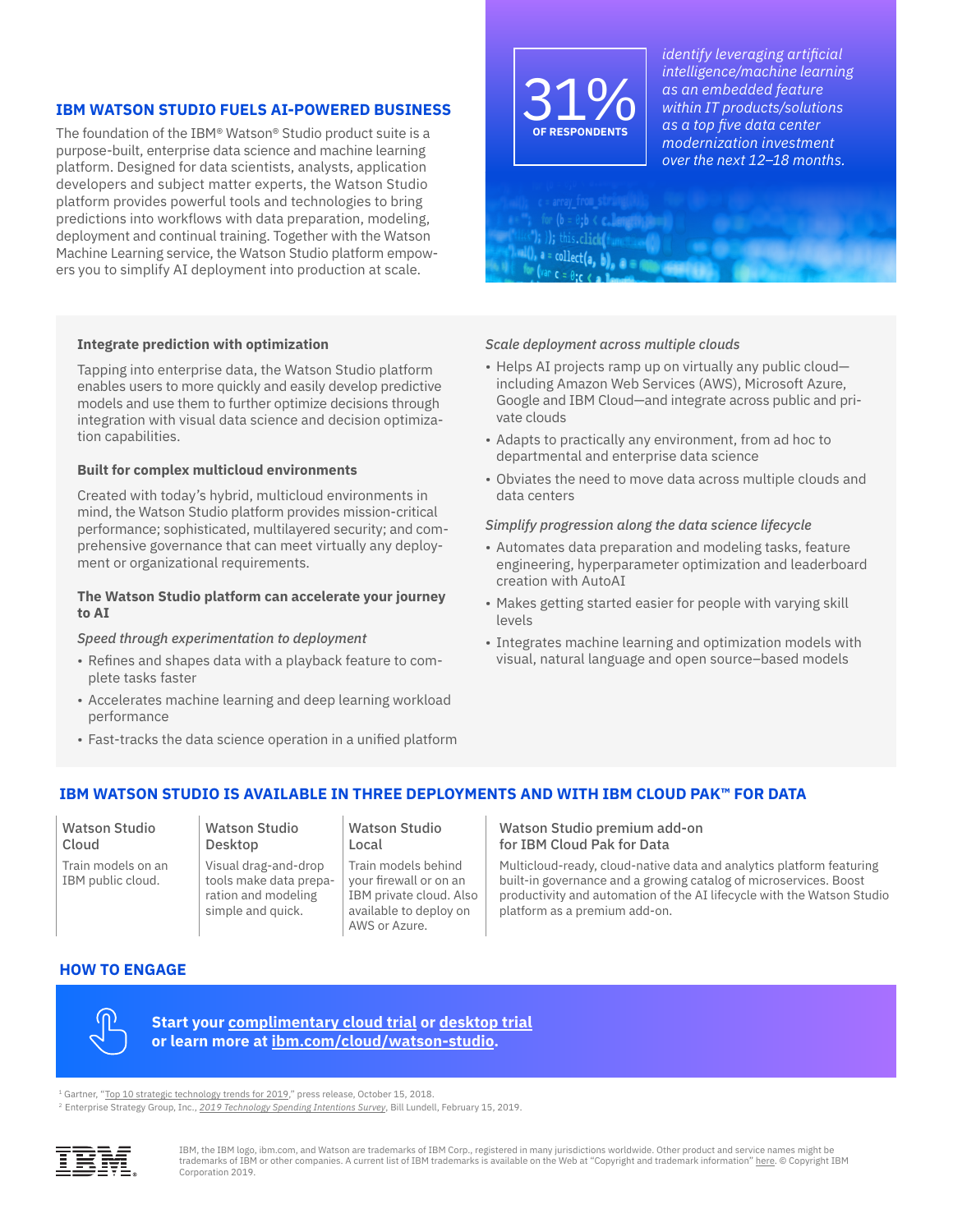## IBM WATSON STUDIO FUELS AI-POWERED BUSINESS

The foundation of the IBM® Watson® Studio product suite is a purpose-built, enterprise data science and machine learning platform. Designed for data scientists, analysts, application developers and subject matter experts, the Watson Studio platform provides powerful tools and technologies to bring predictions into workflows with data preparation, modeling, deployment and continual training. Together with the Watson Machine Learning service, the Watson Studio platform empowers you to simplify AI deployment into production at scale.

**31%** **OF RESPONDENTS**

*identify leveraging artificial intelligence/machine learning as an embedded feature within IT products/solutions as a top five data center modernization investment over the next 12–18 months.*

### Integrate prediction with optimization

Tapping into enterprise data, the Watson Studio platform enables users to more quickly and easily develop predictive models and use them to further optimize decisions through integration with visual data science and decision optimization capabilities.

### Built for complex multicloud environments

Created with today's hybrid, multicloud environments in mind, the Watson Studio platform provides mission-critical performance; sophisticated, multilayered security; and comprehensive governance that can meet virtually any deployment or organizational requirements.

### The Watson Studio platform can accelerate your journey to AI

*Speed through experimentation to deployment*

- Refines and shapes data with a playback feature to complete tasks faster
- Accelerates machine learning and deep learning workload performance
- Fast-tracks the data science operation in a unified platform

*Scale deployment across multiple clouds*

- Helps AI projects ramp up on virtually any public cloud—including Amazon Web Services (AWS), Microsoft Azure, Google and IBM Cloud—and integrate across public and private clouds
- Adapts to practically any environment, from ad hoc to departmental and enterprise data science
- Obviates the need to move data across multiple clouds and data centers

*Simplify progression along the data science lifecycle*

- Automates data preparation and modeling tasks, feature engineering, hyperparameter optimization and leaderboard creation with AutoAI
- Makes getting started easier for people with varying skill levels
- Integrates machine learning and optimization models with visual, natural language and open source–based models

## IBM WATSON STUDIO IS AVAILABLE IN THREE DEPLOYMENTS AND WITH IBM CLOUD PAK™ FOR DATA

| Watson Studio Cloud | Watson Studio Desktop | Watson Studio Local | Watson Studio premium add-on for IBM Cloud Pak for Data |
|---|---|---|---|
| Train models on an IBM public cloud. | Visual drag-and-drop tools make data preparation and modeling simple and quick. | Train models behind your firewall or on an IBM private cloud. Also available to deploy on AWS or Azure. | Multicloud-ready, cloud-native data and analytics platform featuring built-in governance and a growing catalog of microservices. Boost productivity and automation of the AI lifecycle with the Watson Studio platform as a premium add-on. |

## HOW TO ENGAGE

**Start your complimentary cloud trial or desktop trial or learn more at ibm.com/cloud/watson-studio.**

[1] Gartner, "Top 10 strategic technology trends for 2019," press release, October 15, 2018.
[2] Enterprise Strategy Group, Inc., *2019 Technology Spending Intentions Survey*, Bill Lundell, February 15, 2019.

IBM, the IBM logo, ibm.com, and Watson are trademarks of IBM Corp., registered in many jurisdictions worldwide. Other product and service names might be trademarks of IBM or other companies. A current list of IBM trademarks is available on the Web at "Copyright and trademark information" here. © Copyright IBM Corporation 2019.